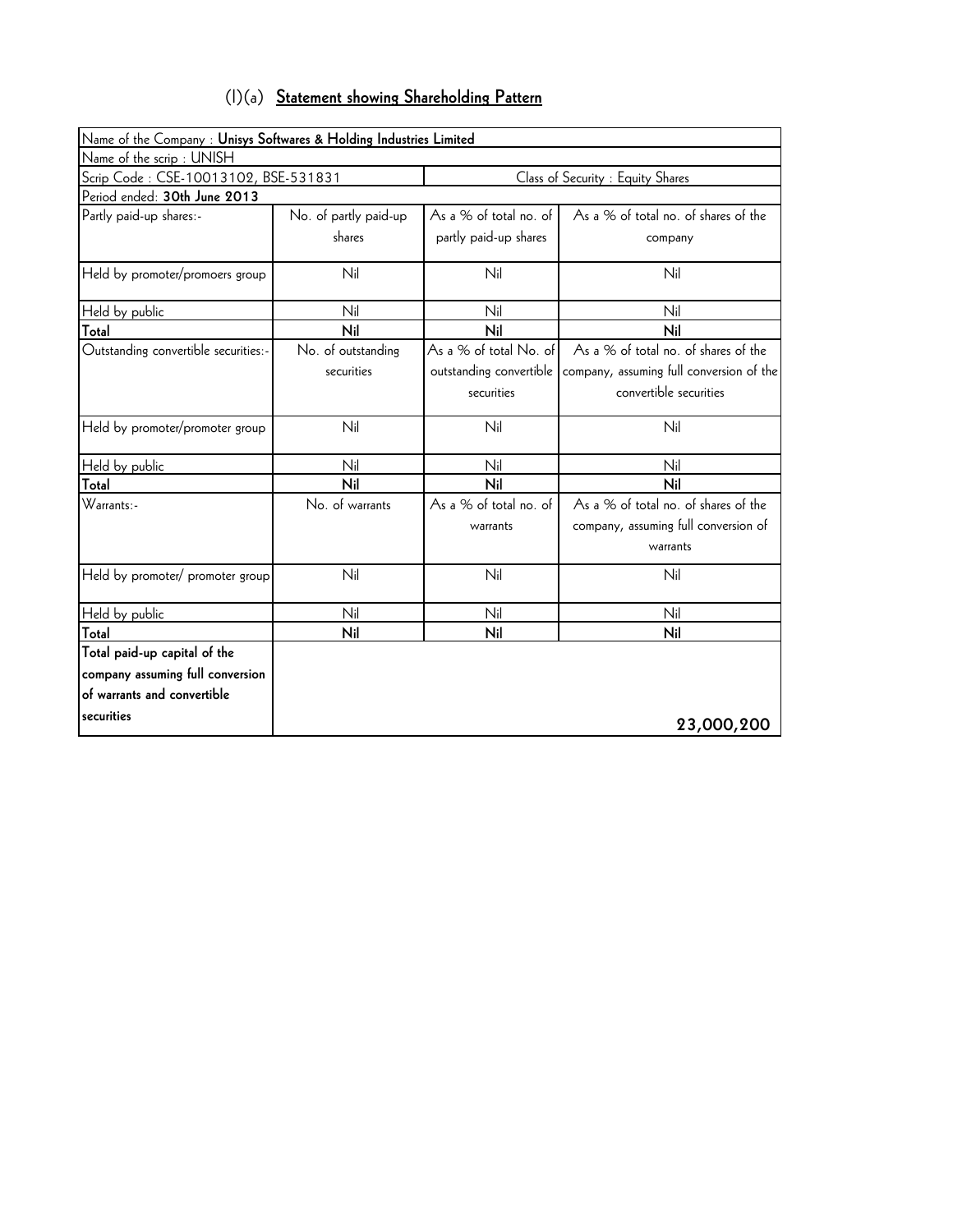## (I)(a) Statement showing Shareholding Pattern

| Name of the Company : **Unisys Softwares & Holding Industries Limited** | | | |
|---|---|---|---|
| Name of the scrip : UNISH | | | |
| Scrip Code : CSE-10013102, BSE-531831 | | Class of Security : Equity Shares | |
| Period ended: **30th June 2013** | | | |
| Partly paid-up shares:- | No. of partly paid-up shares | As a % of total no. of partly paid-up shares | As a % of total no. of shares of the company |
| Held by promoter/promoers group | Nil | Nil | Nil |
| Held by public | Nil | Nil | Nil |
| **Total** | **Nil** | **Nil** | **Nil** |
| Outstanding convertible securities:- | No. of outstanding securities | As a % of total No. of outstanding convertible securities | As a % of total no. of shares of the company, assuming full conversion of the convertible securities |
| Held by promoter/promoter group | Nil | Nil | Nil |
| Held by public | Nil | Nil | Nil |
| **Total** | **Nil** | **Nil** | **Nil** |
| Warrants:- | No. of warrants | As a % of total no. of warrants | As a % of total no. of shares of the company, assuming full conversion of warrants |
| Held by promoter/ promoter group | Nil | Nil | Nil |
| Held by public | Nil | Nil | Nil |
| **Total** | **Nil** | **Nil** | **Nil** |
| **Total paid-up capital of the company assuming full conversion of warrants and convertible securities** | | | **23,000,200** |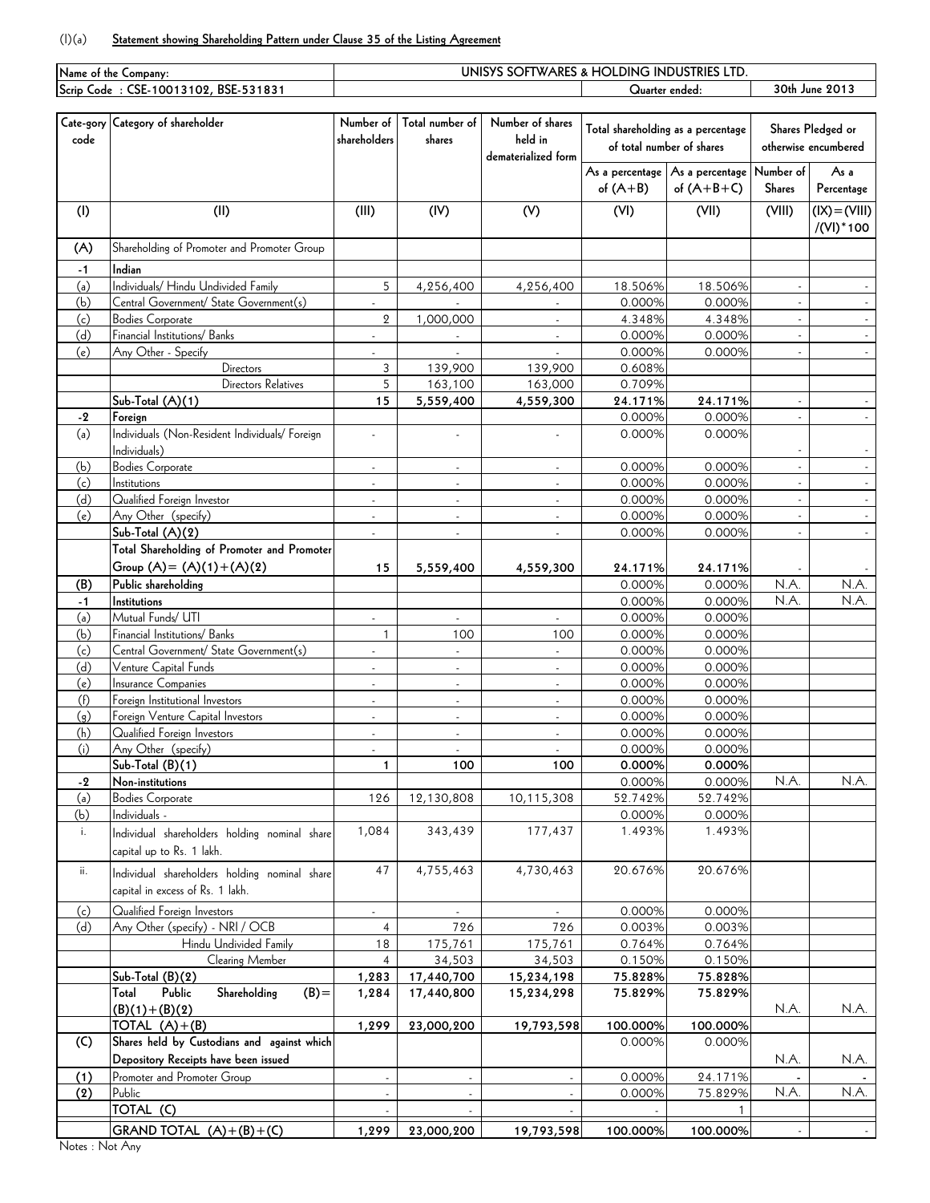(I)(a) **Statement showing Shareholding Pattern under Clause 35 of the Listing Agreement**

| Name of the Company: | UNISYS SOFTWARES & HOLDING INDUSTRIES LTD. | |
|---|---|---|
| Scrip Code : CSE-10013102, BSE-531831 | Quarter ended: | 30th June 2013 |

| Cate-gory code | Category of shareholder | Number of shareholders | Total number of shares | Number of shares held in dematerialized form | Total shareholding as a percentage of total number of shares | | Shares Pledged or otherwise encumbered | |
|---|---|---|---|---|---|---|---|---|
| | | | | | As a percentage of (A+B) | As a percentage of (A+B+C) | Number of Shares | As a Percentage |
| (I) | (II) | (III) | (IV) | (V) | (VI) | (VII) | (VIII) | (IX)=(VIII)/(VI)*100 |
| **(A)** | Shareholding of Promoter and Promoter Group | | | | | | | |
| **-1** | **Indian** | | | | | | | |
| (a) | Individuals/ Hindu Undivided Family | 5 | 4,256,400 | 4,256,400 | 18.506% | 18.506% | - | - |
| (b) | Central Government/ State Government(s) | - | - | - | 0.000% | 0.000% | - | - |
| (c) | Bodies Corporate | 2 | 1,000,000 | - | 4.348% | 4.348% | - | - |
| (d) | Financial Institutions/ Banks | - | - | - | 0.000% | 0.000% | - | - |
| (e) | Any Other - Specify | - | - | - | 0.000% | 0.000% | - | - |
| | Directors | 3 | 139,900 | 139,900 | 0.608% | | | |
| | Directors Relatives | 5 | 163,100 | 163,000 | 0.709% | | | |
| | **Sub-Total (A)(1)** | **15** | **5,559,400** | **4,559,300** | **24.171%** | **24.171%** | - | - |
| **-2** | **Foreign** | | | | 0.000% | 0.000% | - | - |
| (a) | Individuals (Non-Resident Individuals/ Foreign Individuals) | - | - | - | 0.000% | 0.000% | - | - |
| (b) | Bodies Corporate | - | - | - | 0.000% | 0.000% | - | - |
| (c) | Institutions | - | - | - | 0.000% | 0.000% | - | - |
| (d) | Qualified Foreign Investor | - | - | - | 0.000% | 0.000% | - | - |
| (e) | Any Other (specify) | - | - | - | 0.000% | 0.000% | - | - |
| | **Sub-Total (A)(2)** | - | - | - | 0.000% | 0.000% | - | - |
| | **Total Shareholding of Promoter and Promoter Group (A)= (A)(1)+(A)(2)** | **15** | **5,559,400** | **4,559,300** | **24.171%** | **24.171%** | - | - |
| **(B)** | **Public shareholding** | | | | 0.000% | 0.000% | N.A. | N.A. |
| **-1** | **Institutions** | | | | 0.000% | 0.000% | N.A. | N.A. |
| (a) | Mutual Funds/ UTI | - | - | - | 0.000% | 0.000% | | |
| (b) | Financial Institutions/ Banks | 1 | 100 | 100 | 0.000% | 0.000% | | |
| (c) | Central Government/ State Government(s) | - | - | - | 0.000% | 0.000% | | |
| (d) | Venture Capital Funds | - | - | - | 0.000% | 0.000% | | |
| (e) | Insurance Companies | - | - | - | 0.000% | 0.000% | | |
| (f) | Foreign Institutional Investors | - | - | - | 0.000% | 0.000% | | |
| (g) | Foreign Venture Capital Investors | - | - | - | 0.000% | 0.000% | | |
| (h) | Qualified Foreign Investors | - | - | - | 0.000% | 0.000% | | |
| (i) | Any Other (specify) | - | - | - | 0.000% | 0.000% | | |
| | **Sub-Total (B)(1)** | **1** | **100** | **100** | **0.000%** | **0.000%** | | |
| **-2** | **Non-institutions** | | | | 0.000% | 0.000% | N.A. | N.A. |
| (a) | Bodies Corporate | 126 | 12,130,808 | 10,115,308 | 52.742% | 52.742% | | |
| (b) | Individuals - | | | | 0.000% | 0.000% | | |
| i. | Individual shareholders holding nominal share capital up to Rs. 1 lakh. | 1,084 | 343,439 | 177,437 | 1.493% | 1.493% | | |
| ii. | Individual shareholders holding nominal share capital in excess of Rs. 1 lakh. | 47 | 4,755,463 | 4,730,463 | 20.676% | 20.676% | | |
| (c) | Qualified Foreign Investors | - | - | - | 0.000% | 0.000% | | |
| (d) | Any Other (specify) - NRI / OCB | 4 | 726 | 726 | 0.003% | 0.003% | | |
| | Hindu Undivided Family | 18 | 175,761 | 175,761 | 0.764% | 0.764% | | |
| | Clearing Member | 4 | 34,503 | 34,503 | 0.150% | 0.150% | | |
| | **Sub-Total (B)(2)** | **1,283** | **17,440,700** | **15,234,198** | **75.828%** | **75.828%** | | |
| | **Total Public Shareholding (B)= (B)(1)+(B)(2)** | **1,284** | **17,440,800** | **15,234,298** | **75.829%** | **75.829%** | N.A. | N.A. |
| | **TOTAL (A)+(B)** | **1,299** | **23,000,200** | **19,793,598** | **100.000%** | **100.000%** | | |
| **(C)** | **Shares held by Custodians and against which Depository Receipts have been issued** | | | | 0.000% | 0.000% | N.A. | N.A. |
| **(1)** | Promoter and Promoter Group | - | - | - | 0.000% | 24.171% | - | - |
| **(2)** | Public | - | - | - | 0.000% | 75.829% | N.A. | N.A. |
| | **TOTAL (C)** | - | - | - | - | 1 | | |
| | **GRAND TOTAL (A)+(B)+(C)** | **1,299** | **23,000,200** | **19,793,598** | **100.000%** | **100.000%** | - | - |

Notes : Not Any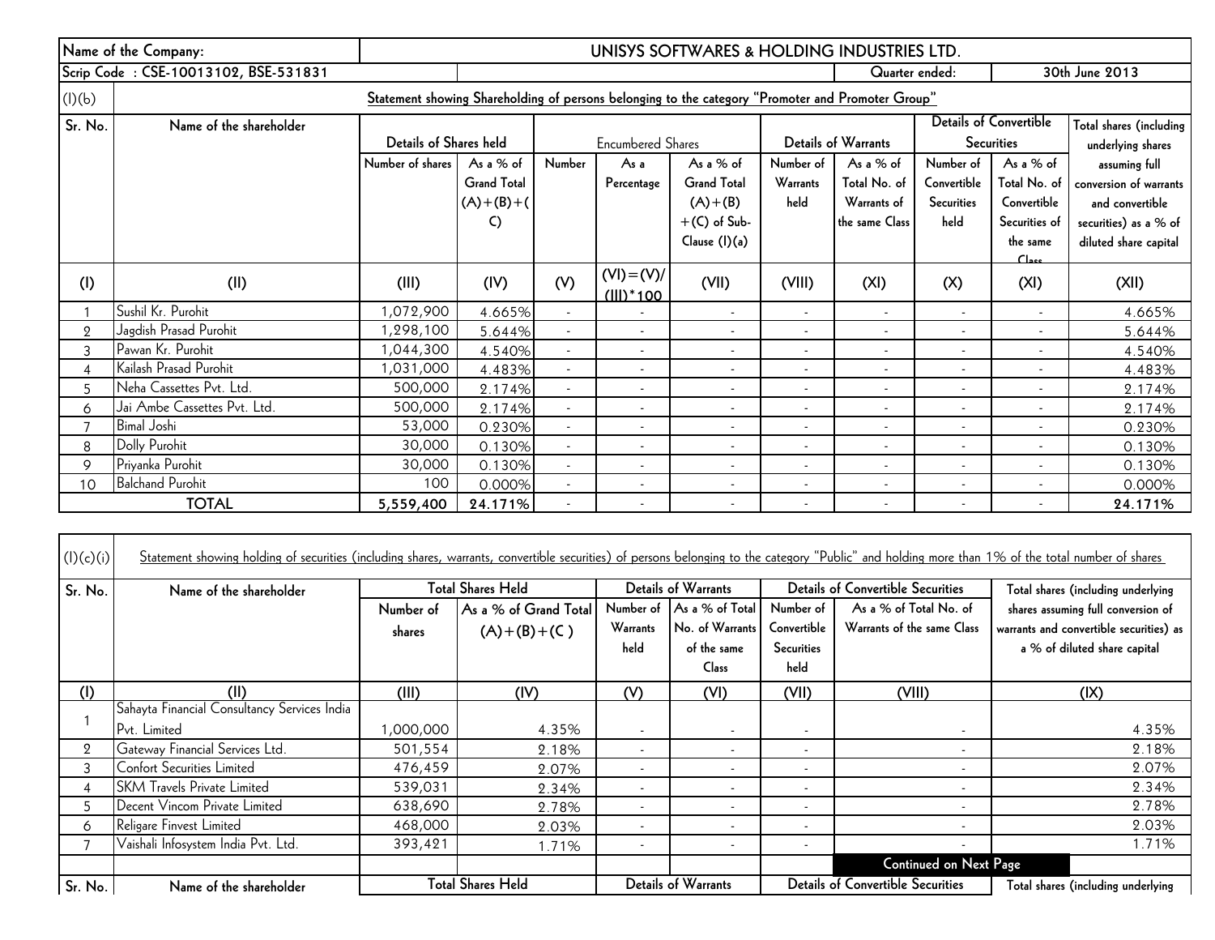| Name of the Company: | UNISYS SOFTWARES & HOLDING INDUSTRIES LTD. | | | | | | | | | |
|---|---|---|---|---|---|---|---|---|---|---|
| Scrip Code : CSE-10013102, BSE-531831 | | | | | | | | Quarter ended: | | 30th June 2013 |

**(I)(b) Statement showing Shareholding of persons belonging to the category "Promoter and Promoter Group"**

| Sr. No. | Name of the shareholder | Details of Shares held | | Encumbered Shares | | | Details of Warrants | | Details of Convertible Securities | | Total shares (including underlying shares assuming full conversion of warrants and convertible securities) as a % of diluted share capital |
|---|---|---|---|---|---|---|---|---|---|---|---|
| | | Number of shares | As a % of Grand Total (A)+(B)+(C) | Number | As a Percentage | As a % of Grand Total (A)+(B)+(C) of Sub-Clause (I)(a) | Number of Warrants held | As a % of Total No. of Warrants of the same Class | Number of Convertible Securities held | As a % of Total No. of Convertible Securities of the same Class | |
| (I) | (II) | (III) | (IV) | (V) | (VI)=(V)/(III)*100 | (VII) | (VIII) | (XI) | (X) | (XI) | (XII) |
| 1 | Sushil Kr. Purohit | 1,072,900 | 4.665% | - | - | - | - | - | - | - | 4.665% |
| 2 | Jagdish Prasad Purohit | 1,298,100 | 5.644% | - | - | - | - | - | - | - | 5.644% |
| 3 | Pawan Kr. Purohit | 1,044,300 | 4.540% | - | - | - | - | - | - | - | 4.540% |
| 4 | Kailash Prasad Purohit | 1,031,000 | 4.483% | - | - | - | - | - | - | - | 4.483% |
| 5 | Neha Cassettes Pvt. Ltd. | 500,000 | 2.174% | - | - | - | - | - | - | - | 2.174% |
| 6 | Jai Ambe Cassettes Pvt. Ltd. | 500,000 | 2.174% | - | - | - | - | - | - | - | 2.174% |
| 7 | Bimal Joshi | 53,000 | 0.230% | - | - | - | - | - | - | - | 0.230% |
| 8 | Dolly Purohit | 30,000 | 0.130% | - | - | - | - | - | - | - | 0.130% |
| 9 | Priyanka Purohit | 30,000 | 0.130% | - | - | - | - | - | - | - | 0.130% |
| 10 | Balchand Purohit | 100 | 0.000% | - | - | - | - | - | - | - | 0.000% |
| | **TOTAL** | **5,559,400** | **24.171%** | - | - | - | - | - | - | - | **24.171%** |

**(I)(c)(i) Statement showing holding of securities (including shares, warrants, convertible securities) of persons belonging to the category "Public" and holding more than 1% of the total number of shares**

| Sr. No. | Name of the shareholder | Total Shares Held | | Details of Warrants | | Details of Convertible Securities | | Total shares (including underlying shares assuming full conversion of warrants and convertible securities) as a % of diluted share capital |
|---|---|---|---|---|---|---|---|---|
| | | Number of shares | As a % of Grand Total (A)+(B)+(C ) | Number of Warrants held | As a % of Total No. of Warrants of the same Class | Number of Convertible Securities held | As a % of Total No. of Warrants of the same Class | |
| (I) | (II) | (III) | (IV) | (V) | (VI) | (VII) | (VIII) | (IX) |
| 1 | Sahayta Financial Consultancy Services India Pvt. Limited | 1,000,000 | 4.35% | - | - | - | - | 4.35% |
| 2 | Gateway Financial Services Ltd. | 501,554 | 2.18% | - | - | - | - | 2.18% |
| 3 | Confort Securities Limited | 476,459 | 2.07% | - | - | - | - | 2.07% |
| 4 | SKM Travels Private Limited | 539,031 | 2.34% | - | - | - | - | 2.34% |
| 5 | Decent Vincom Private Limited | 638,690 | 2.78% | - | - | - | - | 2.78% |
| 6 | Religare Finvest Limited | 468,000 | 2.03% | - | - | - | - | 2.03% |
| 7 | Vaishali Infosystem India Pvt. Ltd. | 393,421 | 1.71% | - | - | - | - | 1.71% |

**Continued on Next Page**

| Sr. No. | Name of the shareholder | Total Shares Held | Details of Warrants | Details of Convertible Securities | Total shares (including underlying |
|---|---|---|---|---|---|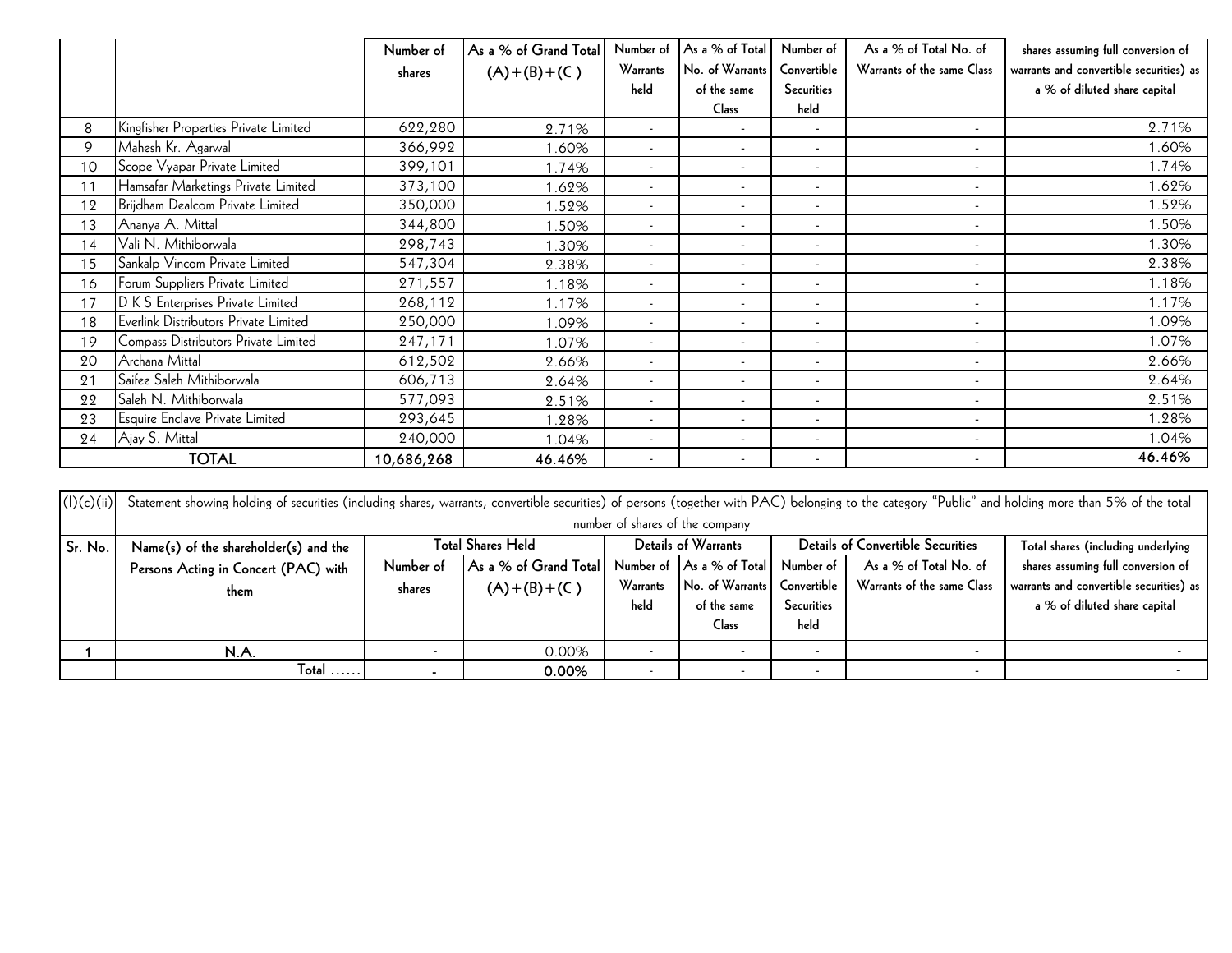| | | Number of shares | As a % of Grand Total (A)+(B)+(C ) | Number of Warrants held | As a % of Total No. of Warrants of the same Class | Number of Convertible Securities held | As a % of Total No. of Warrants of the same Class | shares assuming full conversion of warrants and convertible securities) as a % of diluted share capital |
|---|---|---|---|---|---|---|---|---|
| 8 | Kingfisher Properties Private Limited | 622,280 | 2.71% | - | - | - | - | 2.71% |
| 9 | Mahesh Kr. Agarwal | 366,992 | 1.60% | - | - | - | - | 1.60% |
| 10 | Scope Vyapar Private Limited | 399,101 | 1.74% | - | - | - | - | 1.74% |
| 11 | Hamsafar Marketings Private Limited | 373,100 | 1.62% | - | - | - | - | 1.62% |
| 12 | Brijdham Dealcom Private Limited | 350,000 | 1.52% | - | - | - | - | 1.52% |
| 13 | Ananya A. Mittal | 344,800 | 1.50% | - | - | - | - | 1.50% |
| 14 | Vali N. Mithiborwala | 298,743 | 1.30% | - | - | - | - | 1.30% |
| 15 | Sankalp Vincom Private Limited | 547,304 | 2.38% | - | - | - | - | 2.38% |
| 16 | Forum Suppliers Private Limited | 271,557 | 1.18% | - | - | - | - | 1.18% |
| 17 | D K S Enterprises Private Limited | 268,112 | 1.17% | - | - | - | - | 1.17% |
| 18 | Everlink Distributors Private Limited | 250,000 | 1.09% | - | - | - | - | 1.09% |
| 19 | Compass Distributors Private Limited | 247,171 | 1.07% | - | - | - | - | 1.07% |
| 20 | Archana Mittal | 612,502 | 2.66% | - | - | - | - | 2.66% |
| 21 | Saifee Saleh Mithiborwala | 606,713 | 2.64% | - | - | - | - | 2.64% |
| 22 | Saleh N. Mithiborwala | 577,093 | 2.51% | - | - | - | - | 2.51% |
| 23 | Esquire Enclave Private Limited | 293,645 | 1.28% | - | - | - | - | 1.28% |
| 24 | Ajay S. Mittal | 240,000 | 1.04% | - | - | - | - | 1.04% |
| | **TOTAL** | **10,686,268** | **46.46%** | - | - | - | - | **46.46%** |

(I)(c)(ii) Statement showing holding of securities (including shares, warrants, convertible securities) of persons (together with PAC) belonging to the category "Public" and holding more than 5% of the total number of shares of the company

| Sr. No. | Name(s) of the shareholder(s) and the Persons Acting in Concert (PAC) with them | Total Shares Held | | Details of Warrants | | Details of Convertible Securities | | Total shares (including underlying shares assuming full conversion of warrants and convertible securities) as a % of diluted share capital |
|---|---|---|---|---|---|---|---|---|
| | | Number of shares | As a % of Grand Total (A)+(B)+(C ) | Number of Warrants held | As a % of Total No. of Warrants of the same Class | Number of Convertible Securities held | As a % of Total No. of Warrants of the same Class | |
| **1** | **N.A.** | - | 0.00% | - | - | - | - | - |
| | Total ...... | **-** | **0.00%** | - | - | - | - | **-** |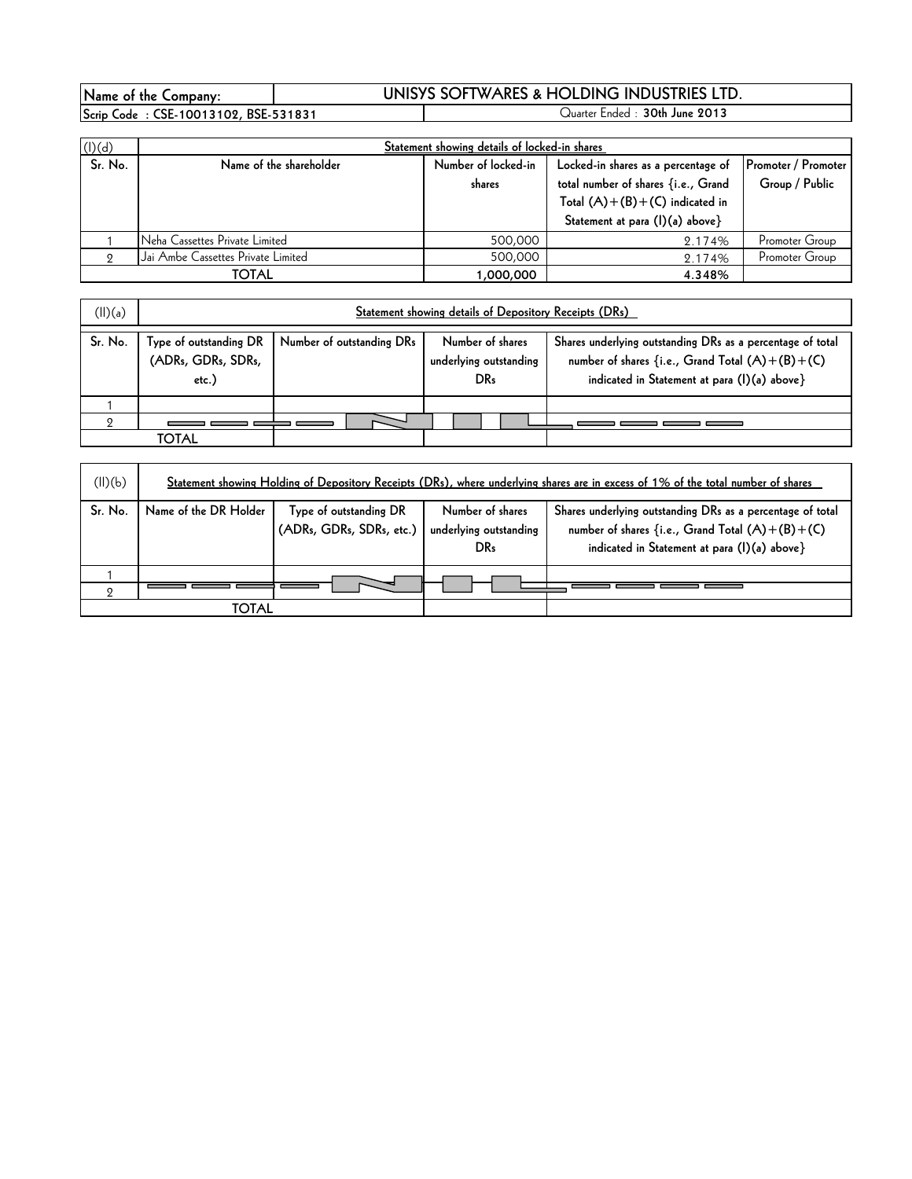| Name of the Company: | UNISYS SOFTWARES & HOLDING INDUSTRIES LTD. |
|---|---|
| Scrip Code : CSE-10013102, BSE-531831 | Quarter Ended : **30th June 2013** |

| (I)(d) | Statement showing details of locked-in shares | | | |
|---|---|---|---|---|
| Sr. No. | Name of the shareholder | Number of locked-in shares | Locked-in shares as a percentage of total number of shares {i.e., Grand Total (A)+(B)+(C) indicated in Statement at para (I)(a) above} | Promoter / Promoter Group / Public |
| 1 | Neha Cassettes Private Limited | 500,000 | 2.174% | Promoter Group |
| 2 | Jai Ambe Cassettes Private Limited | 500,000 | 2.174% | Promoter Group |
| | TOTAL | 1,000,000 | 4.348% | |

| (II)(a) | Statement showing details of Depository Receipts (DRs) | | | |
|---|---|---|---|---|
| Sr. No. | Type of outstanding DR (ADRs, GDRs, SDRs, etc.) | Number of outstanding DRs | Number of shares underlying outstanding DRs | Shares underlying outstanding DRs as a percentage of total number of shares {i.e., Grand Total (A)+(B)+(C) indicated in Statement at para (I)(a) above} |
| 1 | | | | |
| 2 | | | | |
| TOTAL | | | | |

| (II)(b) | Statement showing Holding of Depository Receipts (DRs), where underlying shares are in excess of 1% of the total number of shares | | | |
|---|---|---|---|---|
| Sr. No. | Name of the DR Holder | Type of outstanding DR (ADRs, GDRs, SDRs, etc.) | Number of shares underlying outstanding DRs | Shares underlying outstanding DRs as a percentage of total number of shares {i.e., Grand Total (A)+(B)+(C) indicated in Statement at para (I)(a) above} |
| 1 | | | | |
| 2 | | | | |
| TOTAL | | | | |